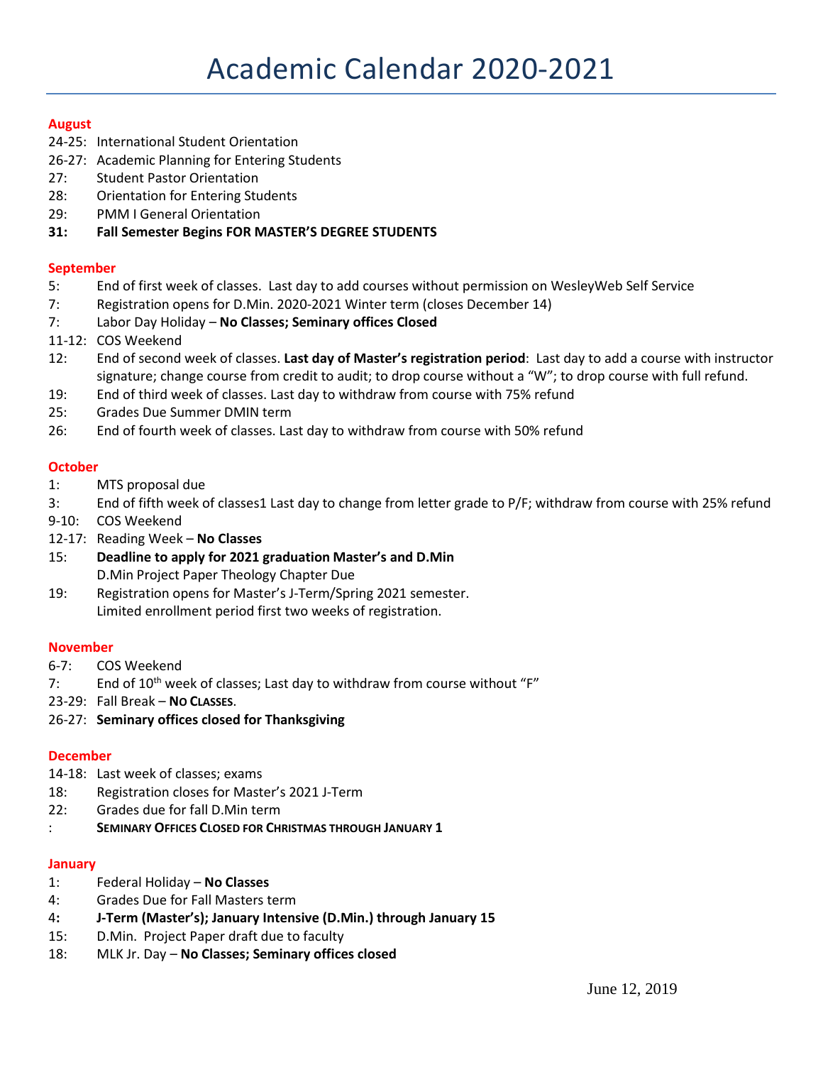# Academic Calendar 2020-2021

**August**

- 24-25: International Student Orientation
- 26-27: Academic Planning for Entering Students
- 27: Student Pastor Orientation
- 28: Orientation for Entering Students
- 29: PMM I General Orientation
- **31: Fall Semester Begins FOR MASTER'S DEGREE STUDENTS**

**September**

- 5: End of first week of classes. Last day to add courses without permission on WesleyWeb Self Service
- 7: Registration opens for D.Min. 2020-2021 Winter term (closes December 14)
- 7: Labor Day Holiday – **No Classes; Seminary offices Closed**
- 11-12: COS Weekend
- 12: End of second week of classes. **Last day of Master's registration period**: Last day to add a course with instructor signature; change course from credit to audit; to drop course without a "W"; to drop course with full refund.
- 19: End of third week of classes. Last day to withdraw from course with 75% refund
- 25: Grades Due Summer DMIN term
- 26: End of fourth week of classes. Last day to withdraw from course with 50% refund

**October**

- 1: MTS proposal due
- 3: End of fifth week of classes1 Last day to change from letter grade to P/F; withdraw from course with 25% refund
- 9-10: COS Weekend
- 12-17: Reading Week – **No Classes**
- 15: **Deadline to apply for 2021 graduation Master's and D.Min**
  D.Min Project Paper Theology Chapter Due
- 19: Registration opens for Master's J-Term/Spring 2021 semester.
  Limited enrollment period first two weeks of registration.

**November**

- 6-7: COS Weekend
- 7: End of 10th week of classes; Last day to withdraw from course without "F"
- 23-29: Fall Break – **NO CLASSES**.
- 26-27: **Seminary offices closed for Thanksgiving**

**December**

- 14-18: Last week of classes; exams
- 18: Registration closes for Master's 2021 J-Term
- 22: Grades due for fall D.Min term
- : **SEMINARY OFFICES CLOSED FOR CHRISTMAS THROUGH JANUARY 1**

**January**

- 1: Federal Holiday – **No Classes**
- 4: Grades Due for Fall Masters term
- **4: J-Term (Master's); January Intensive (D.Min.) through January 15**
- 15: D.Min. Project Paper draft due to faculty
- 18: MLK Jr. Day – **No Classes; Seminary offices closed**

June 12, 2019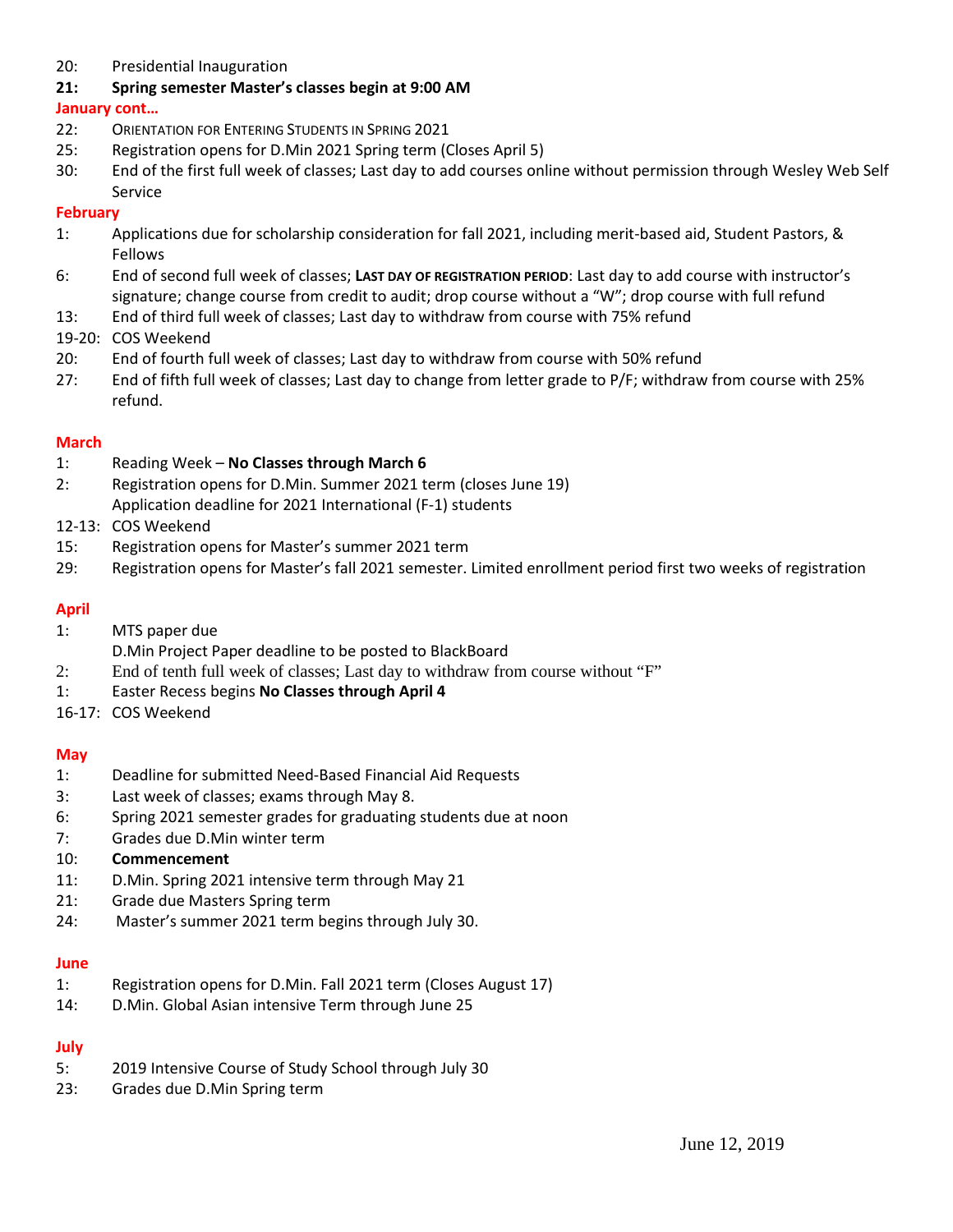20: Presidential Inauguration

**21: Spring semester Master's classes begin at 9:00 AM**

### January cont…

22: ORIENTATION FOR ENTERING STUDENTS IN SPRING 2021

25: Registration opens for D.Min 2021 Spring term (Closes April 5)

30: End of the first full week of classes; Last day to add courses online without permission through Wesley Web Self Service

### February

1: Applications due for scholarship consideration for fall 2021, including merit-based aid, Student Pastors, & Fellows

6: End of second full week of classes; **LAST DAY OF REGISTRATION PERIOD**: Last day to add course with instructor's signature; change course from credit to audit; drop course without a "W"; drop course with full refund

13: End of third full week of classes; Last day to withdraw from course with 75% refund

19-20: COS Weekend

20: End of fourth full week of classes; Last day to withdraw from course with 50% refund

27: End of fifth full week of classes; Last day to change from letter grade to P/F; withdraw from course with 25% refund.

### March

1: Reading Week – **No Classes through March 6**

2: Registration opens for D.Min. Summer 2021 term (closes June 19)
Application deadline for 2021 International (F-1) students

12-13: COS Weekend

15: Registration opens for Master's summer 2021 term

29: Registration opens for Master's fall 2021 semester. Limited enrollment period first two weeks of registration

### April

1: MTS paper due
D.Min Project Paper deadline to be posted to BlackBoard

2: End of tenth full week of classes; Last day to withdraw from course without "F"

1: Easter Recess begins **No Classes through April 4**

16-17: COS Weekend

### May

1: Deadline for submitted Need-Based Financial Aid Requests

3: Last week of classes; exams through May 8.

6: Spring 2021 semester grades for graduating students due at noon

7: Grades due D.Min winter term

**10: Commencement**

11: D.Min. Spring 2021 intensive term through May 21

21: Grade due Masters Spring term

24: Master's summer 2021 term begins through July 30.

### June

1: Registration opens for D.Min. Fall 2021 term (Closes August 17)

14: D.Min. Global Asian intensive Term through June 25

### July

5: 2019 Intensive Course of Study School through July 30

23: Grades due D.Min Spring term

June 12, 2019